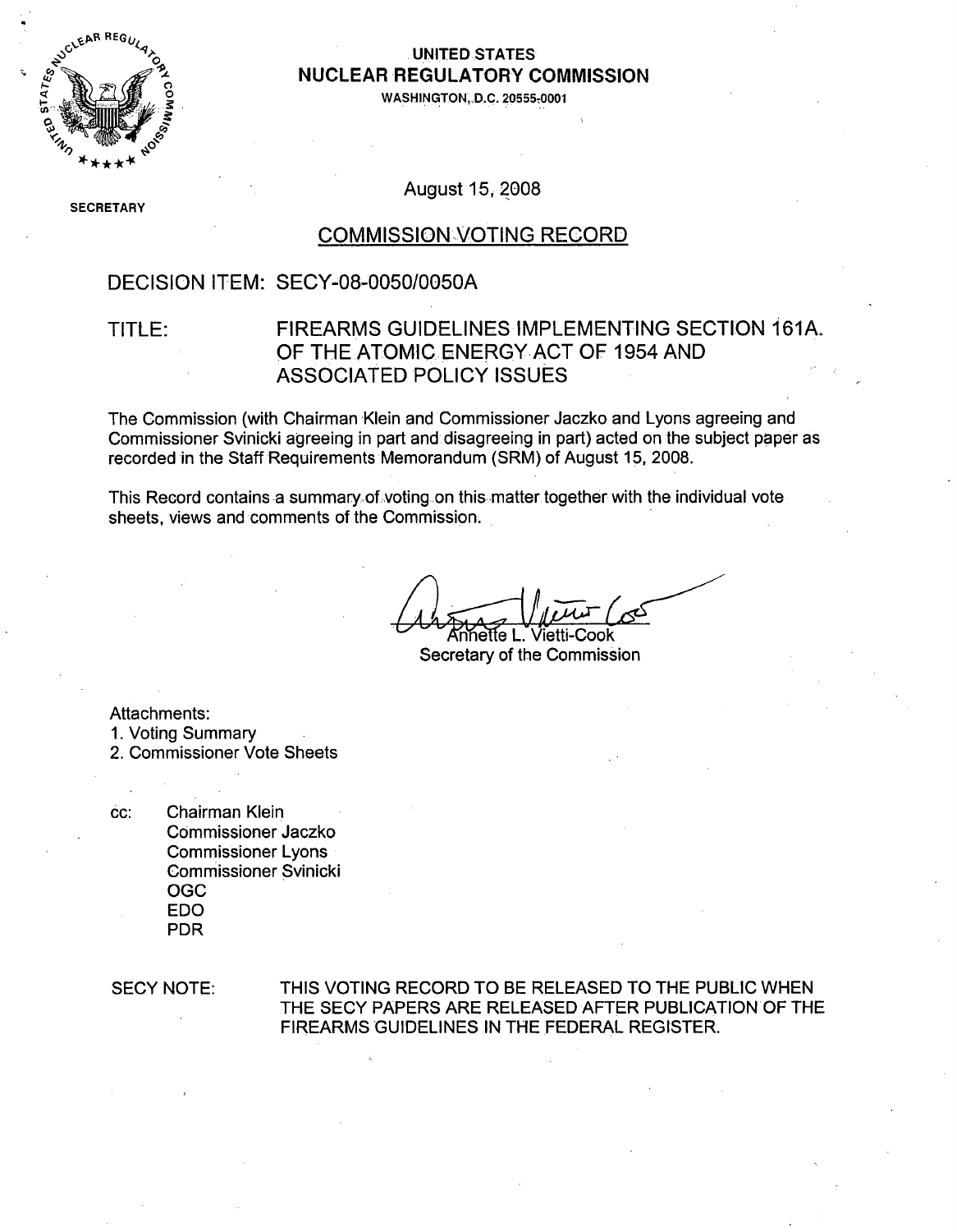**UNITED STATES**
**NUCLEAR REGULATORY COMMISSION**
WASHINGTON, D.C. 20555-0001

SECRETARY

August 15, 2008

## COMMISSION VOTING RECORD

DECISION ITEM: SECY-08-0050/0050A

TITLE: FIREARMS GUIDELINES IMPLEMENTING SECTION 161A. OF THE ATOMIC ENERGY ACT OF 1954 AND ASSOCIATED POLICY ISSUES

The Commission (with Chairman Klein and Commissioner Jaczko and Lyons agreeing and Commissioner Svinicki agreeing in part and disagreeing in part) acted on the subject paper as recorded in the Staff Requirements Memorandum (SRM) of August 15, 2008.

This Record contains a summary of voting on this matter together with the individual vote sheets, views and comments of the Commission.

Annette L. Vietti-Cook
Secretary of the Commission

Attachments:
1. Voting Summary
2. Commissioner Vote Sheets

cc: Chairman Klein
Commissioner Jaczko
Commissioner Lyons
Commissioner Svinicki
OGC
EDO
PDR

SECY NOTE: THIS VOTING RECORD TO BE RELEASED TO THE PUBLIC WHEN THE SECY PAPERS ARE RELEASED AFTER PUBLICATION OF THE FIREARMS GUIDELINES IN THE FEDERAL REGISTER.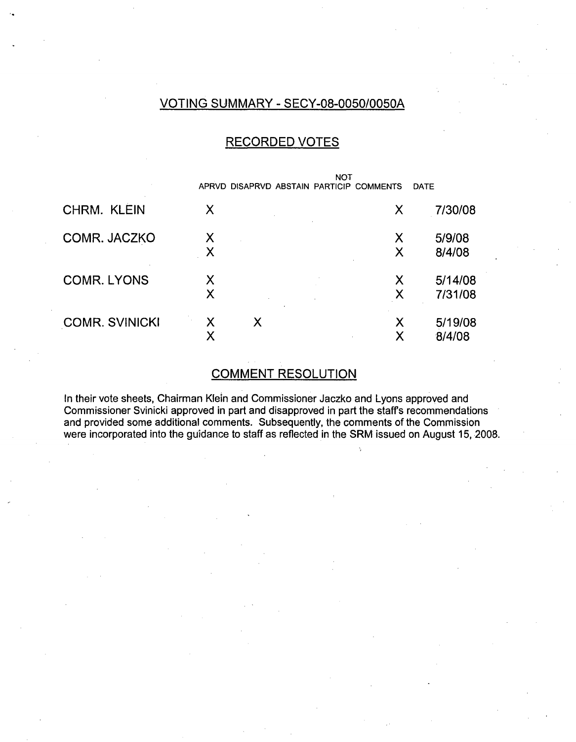## VOTING SUMMARY - SECY-08-0050/0050A

## RECORDED VOTES

| | APRVD | DISAPRVD | ABSTAIN | NOT PARTICIP | COMMENTS | DATE |
|---|---|---|---|---|---|---|
| CHRM. KLEIN | X | | | | X | 7/30/08 |
| COMR. JACZKO | X | | | | X | 5/9/08 |
| | X | | | | X | 8/4/08 |
| COMR. LYONS | X | | | | X | 5/14/08 |
| | X | | | | X | 7/31/08 |
| COMR. SVINICKI | X | X | | | X | 5/19/08 |
| | X | | | | X | 8/4/08 |

## COMMENT RESOLUTION

In their vote sheets, Chairman Klein and Commissioner Jaczko and Lyons approved and Commissioner Svinicki approved in part and disapproved in part the staff's recommendations and provided some additional comments. Subsequently, the comments of the Commission were incorporated into the guidance to staff as reflected in the SRM issued on August 15, 2008.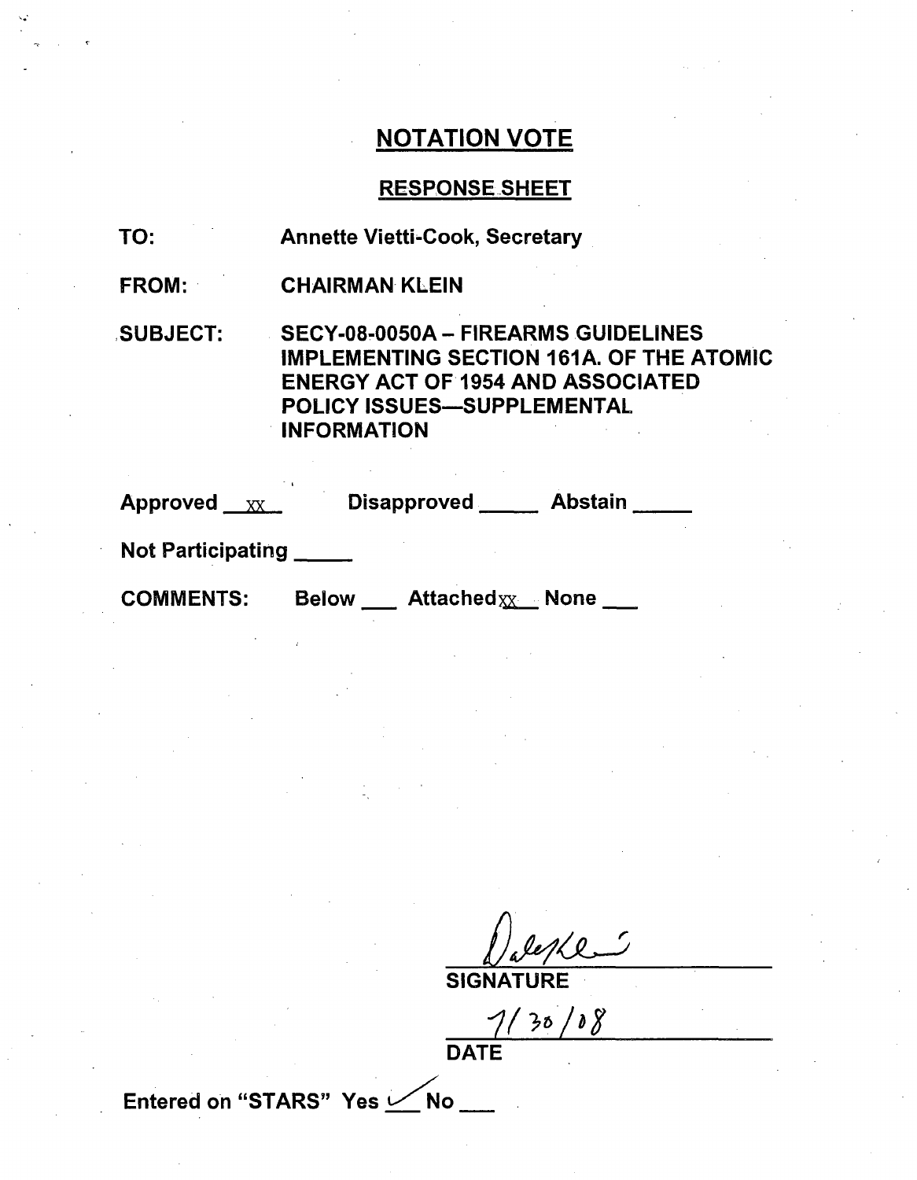# NOTATION VOTE

## RESPONSE SHEET

**TO:** Annette Vietti-Cook, Secretary

**FROM:** CHAIRMAN KLEIN

**SUBJECT:** SECY-08-0050A – FIREARMS GUIDELINES IMPLEMENTING SECTION 161A. OF THE ATOMIC ENERGY ACT OF 1954 AND ASSOCIATED POLICY ISSUES—SUPPLEMENTAL INFORMATION

**Approved** xx **Disapproved** ____ **Abstain** ____

**Not Participating** ____

**COMMENTS:** Below ___ Attached xx None ___

Dale Klein

**SIGNATURE**

7/30/08

**DATE**

**Entered on "STARS"** Yes ✓ No ___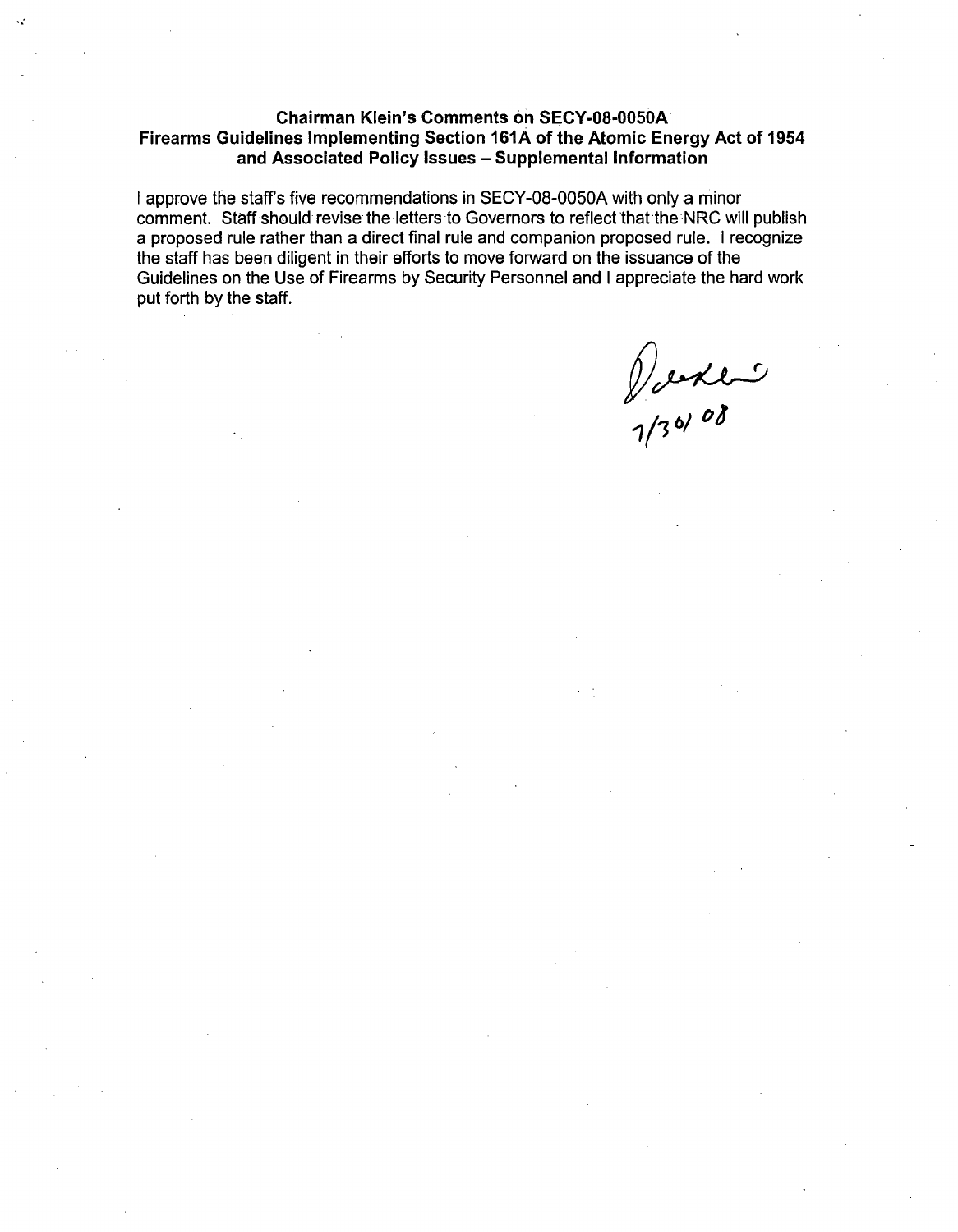**Chairman Klein's Comments on SECY-08-0050A**
**Firearms Guidelines Implementing Section 161A of the Atomic Energy Act of 1954 and Associated Policy Issues – Supplemental Information**

I approve the staff's five recommendations in SECY-08-0050A with only a minor comment. Staff should revise the letters to Governors to reflect that the NRC will publish a proposed rule rather than a direct final rule and companion proposed rule. I recognize the staff has been diligent in their efforts to move forward on the issuance of the Guidelines on the Use of Firearms by Security Personnel and I appreciate the hard work put forth by the staff.

7/30/08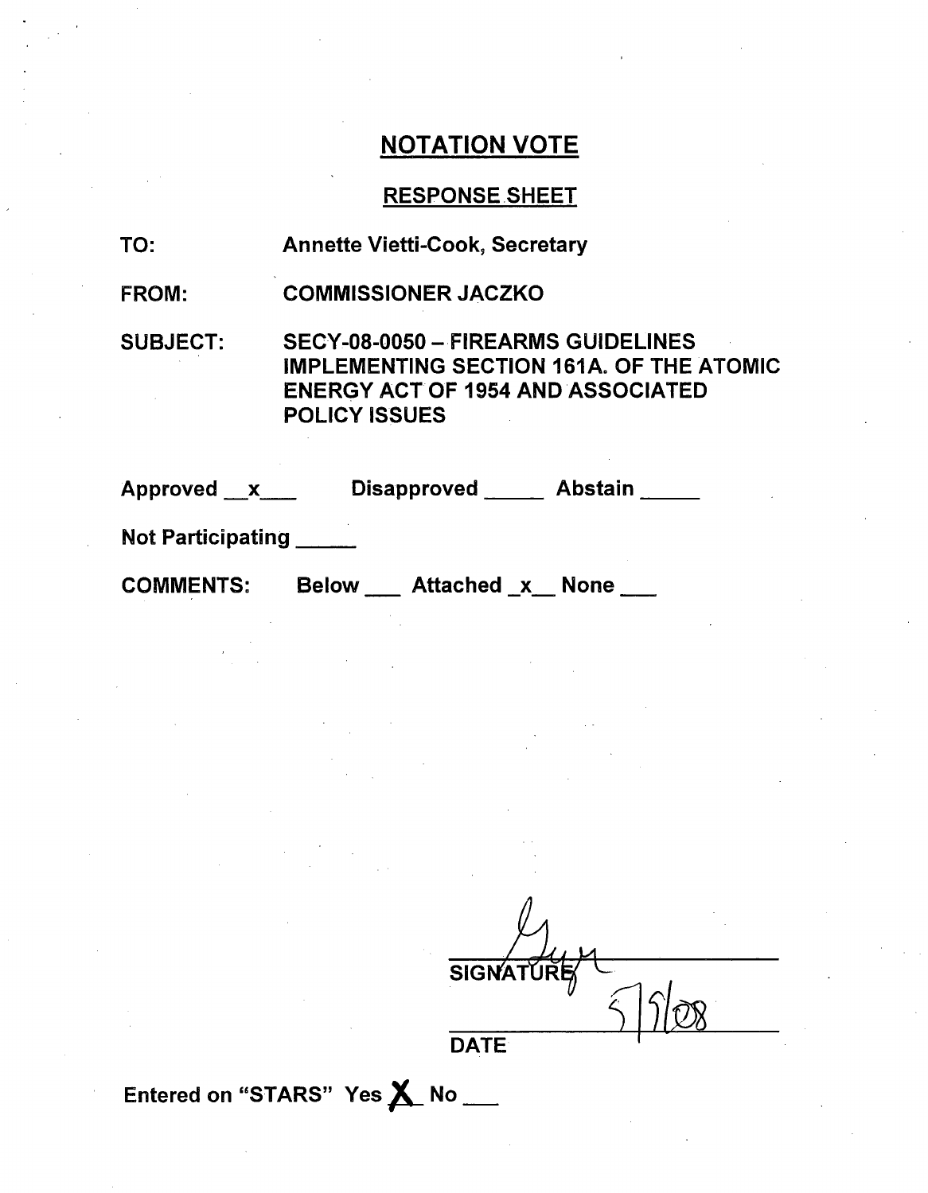## NOTATION VOTE

### RESPONSE SHEET

TO: Annette Vietti-Cook, Secretary

FROM: COMMISSIONER JACZKO

SUBJECT: SECY-08-0050 – FIREARMS GUIDELINES IMPLEMENTING SECTION 161A. OF THE ATOMIC ENERGY ACT OF 1954 AND ASSOCIATED POLICY ISSUES

Approved __x___ Disapproved _____ Abstain _____

Not Participating _____

COMMENTS: Below ___ Attached _x__ None ___

SIGNATURE

5/9/08

DATE

Entered on "STARS" Yes X No ___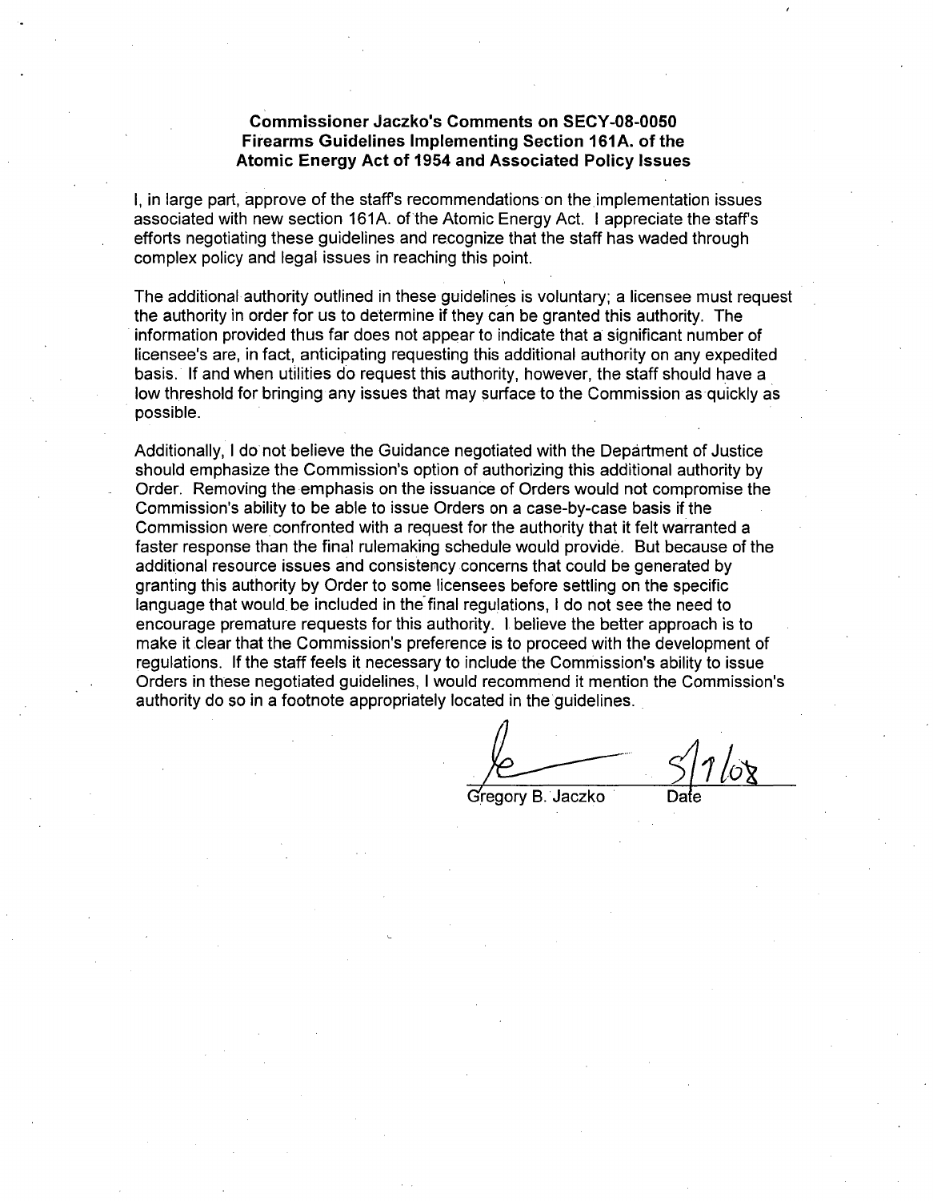**Commissioner Jaczko's Comments on SECY-08-0050**
**Firearms Guidelines Implementing Section 161A. of the Atomic Energy Act of 1954 and Associated Policy Issues**

I, in large part, approve of the staff's recommendations on the implementation issues associated with new section 161A. of the Atomic Energy Act. I appreciate the staff's efforts negotiating these guidelines and recognize that the staff has waded through complex policy and legal issues in reaching this point.

The additional authority outlined in these guidelines is voluntary; a licensee must request the authority in order for us to determine if they can be granted this authority. The information provided thus far does not appear to indicate that a significant number of licensee's are, in fact, anticipating requesting this additional authority on any expedited basis. If and when utilities do request this authority, however, the staff should have a low threshold for bringing any issues that may surface to the Commission as quickly as possible.

Additionally, I do not believe the Guidance negotiated with the Department of Justice should emphasize the Commission's option of authorizing this additional authority by Order. Removing the emphasis on the issuance of Orders would not compromise the Commission's ability to be able to issue Orders on a case-by-case basis if the Commission were confronted with a request for the authority that it felt warranted a faster response than the final rulemaking schedule would provide. But because of the additional resource issues and consistency concerns that could be generated by granting this authority by Order to some licensees before settling on the specific language that would be included in the final regulations, I do not see the need to encourage premature requests for this authority. I believe the better approach is to make it clear that the Commission's preference is to proceed with the development of regulations. If the staff feels it necessary to include the Commission's ability to issue Orders in these negotiated guidelines, I would recommend it mention the Commission's authority do so in a footnote appropriately located in the guidelines.

Gregory B. Jaczko 5/7/08
Date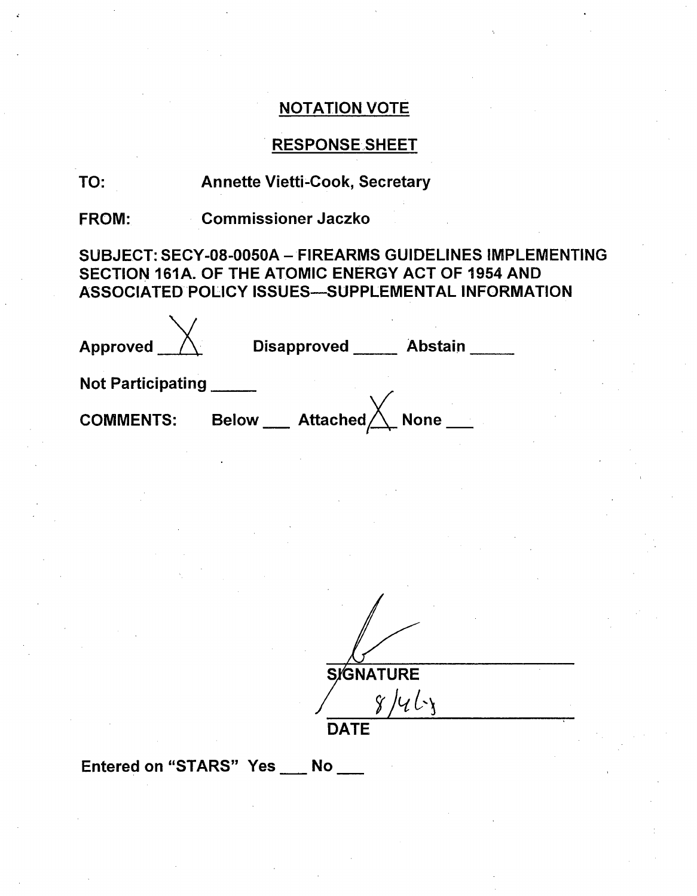## NOTATION VOTE

## RESPONSE SHEET

**TO:** Annette Vietti-Cook, Secretary

**FROM:** Commissioner Jaczko

**SUBJECT: SECY-08-0050A – FIREARMS GUIDELINES IMPLEMENTING SECTION 161A. OF THE ATOMIC ENERGY ACT OF 1954 AND ASSOCIATED POLICY ISSUES—SUPPLEMENTAL INFORMATION**

**Approved** X **Disapproved** ___ **Abstain** ___

**Not Participating** ___

**COMMENTS:** Below ___ Attached X None ___

SIGNATURE

8/4/08

DATE

Entered on "STARS" Yes ___ No ___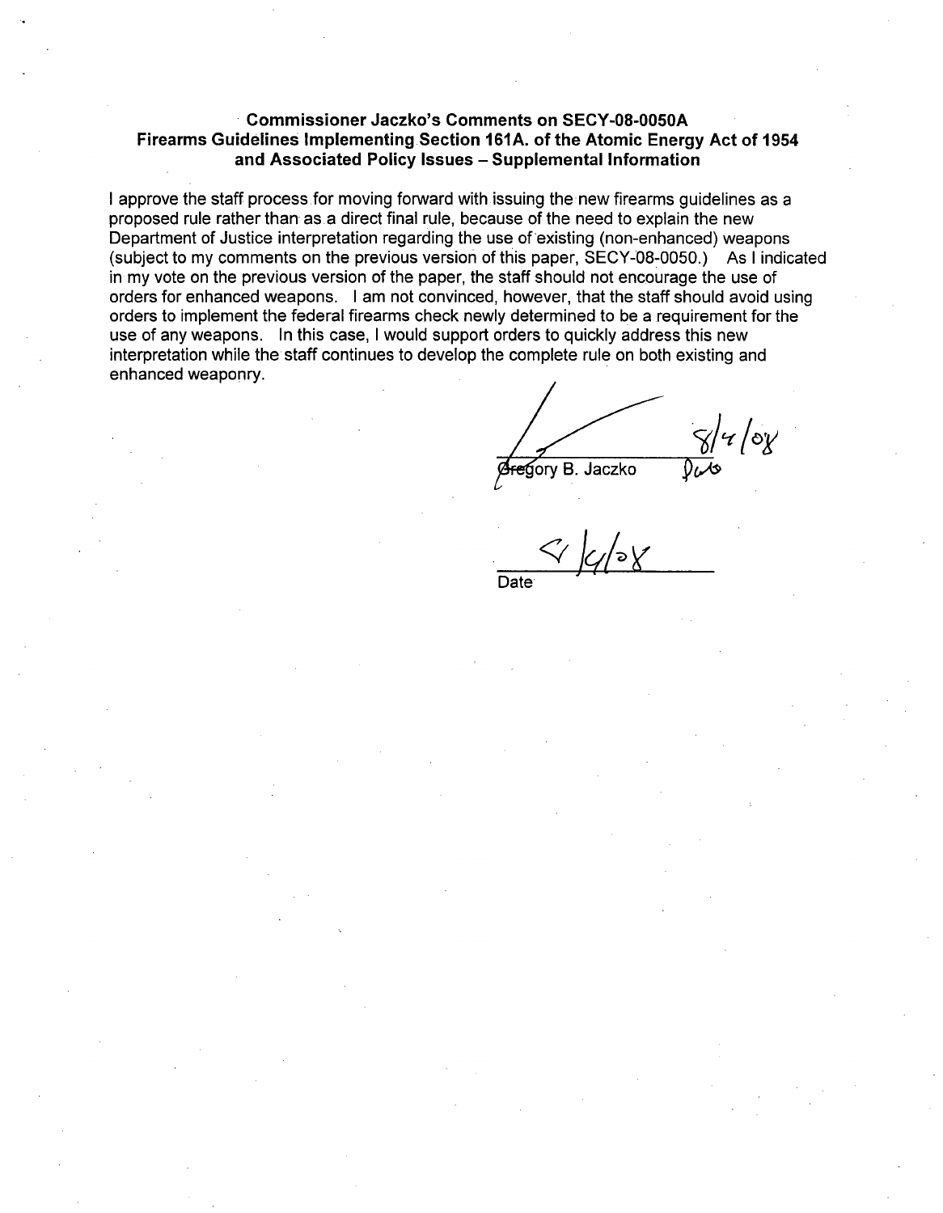**Commissioner Jaczko's Comments on SECY-08-0050A**
**Firearms Guidelines Implementing Section 161A. of the Atomic Energy Act of 1954 and Associated Policy Issues – Supplemental Information**

I approve the staff process for moving forward with issuing the new firearms guidelines as a proposed rule rather than as a direct final rule, because of the need to explain the new Department of Justice interpretation regarding the use of existing (non-enhanced) weapons (subject to my comments on the previous version of this paper, SECY-08-0050.) As I indicated in my vote on the previous version of the paper, the staff should not encourage the use of orders for enhanced weapons. I am not convinced, however, that the staff should avoid using orders to implement the federal firearms check newly determined to be a requirement for the use of any weapons. In this case, I would support orders to quickly address this new interpretation while the staff continues to develop the complete rule on both existing and enhanced weaponry.

Gregory B. Jaczko 8/4/08

9/4/08
Date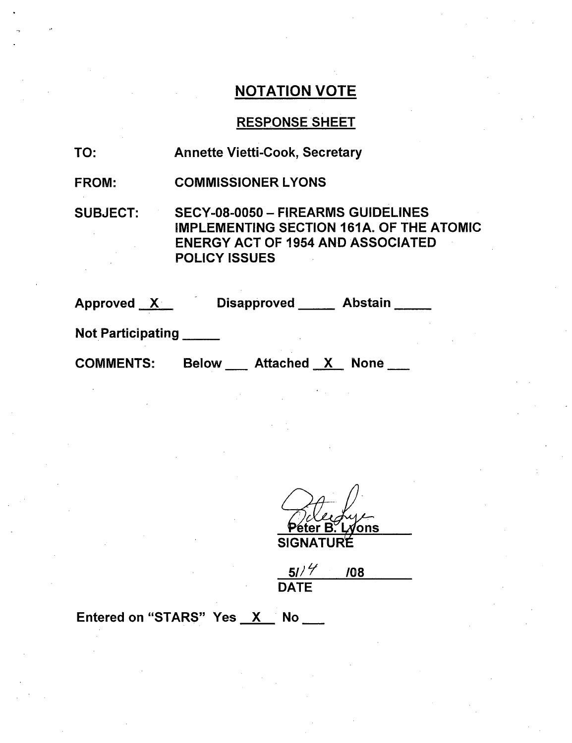## NOTATION VOTE

### RESPONSE SHEET

TO: Annette Vietti-Cook, Secretary

FROM: COMMISSIONER LYONS

SUBJECT: SECY-08-0050 – FIREARMS GUIDELINES IMPLEMENTING SECTION 161A. OF THE ATOMIC ENERGY ACT OF 1954 AND ASSOCIATED POLICY ISSUES

Approved X Disapproved ___ Abstain ___

Not Participating ___

COMMENTS: Below ___ Attached X None ___

Peter B. Lyons
SIGNATURE

5/14/08
DATE

Entered on "STARS" Yes X No ___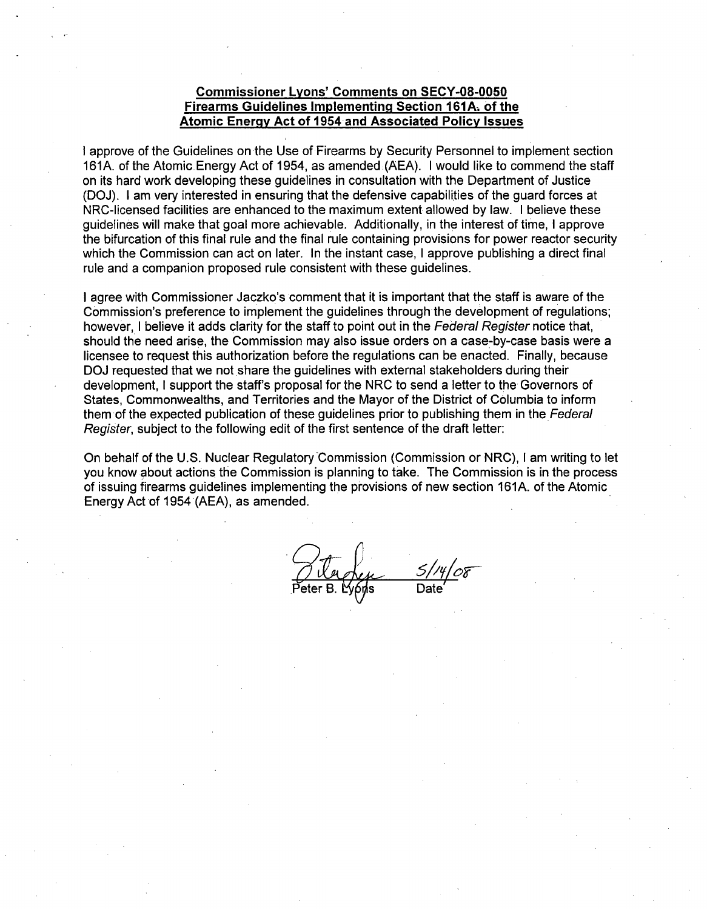**Commissioner Lyons' Comments on SECY-08-0050**
**Firearms Guidelines Implementing Section 161A. of the Atomic Energy Act of 1954 and Associated Policy Issues**

I approve of the Guidelines on the Use of Firearms by Security Personnel to implement section 161A. of the Atomic Energy Act of 1954, as amended (AEA). I would like to commend the staff on its hard work developing these guidelines in consultation with the Department of Justice (DOJ). I am very interested in ensuring that the defensive capabilities of the guard forces at NRC-licensed facilities are enhanced to the maximum extent allowed by law. I believe these guidelines will make that goal more achievable. Additionally, in the interest of time, I approve the bifurcation of this final rule and the final rule containing provisions for power reactor security which the Commission can act on later. In the instant case, I approve publishing a direct final rule and a companion proposed rule consistent with these guidelines.

I agree with Commissioner Jaczko's comment that it is important that the staff is aware of the Commission's preference to implement the guidelines through the development of regulations; however, I believe it adds clarity for the staff to point out in the *Federal Register* notice that, should the need arise, the Commission may also issue orders on a case-by-case basis were a licensee to request this authorization before the regulations can be enacted. Finally, because DOJ requested that we not share the guidelines with external stakeholders during their development, I support the staff's proposal for the NRC to send a letter to the Governors of States, Commonwealths, and Territories and the Mayor of the District of Columbia to inform them of the expected publication of these guidelines prior to publishing them in the *Federal Register*, subject to the following edit of the first sentence of the draft letter:

On behalf of the U.S. Nuclear Regulatory Commission (Commission or NRC), I am writing to let you know about actions the Commission is planning to take. The Commission is in the process of issuing firearms guidelines implementing the provisions of new section 161A. of the Atomic Energy Act of 1954 (AEA), as amended.

Peter B. Lyons — 5/14/08
Date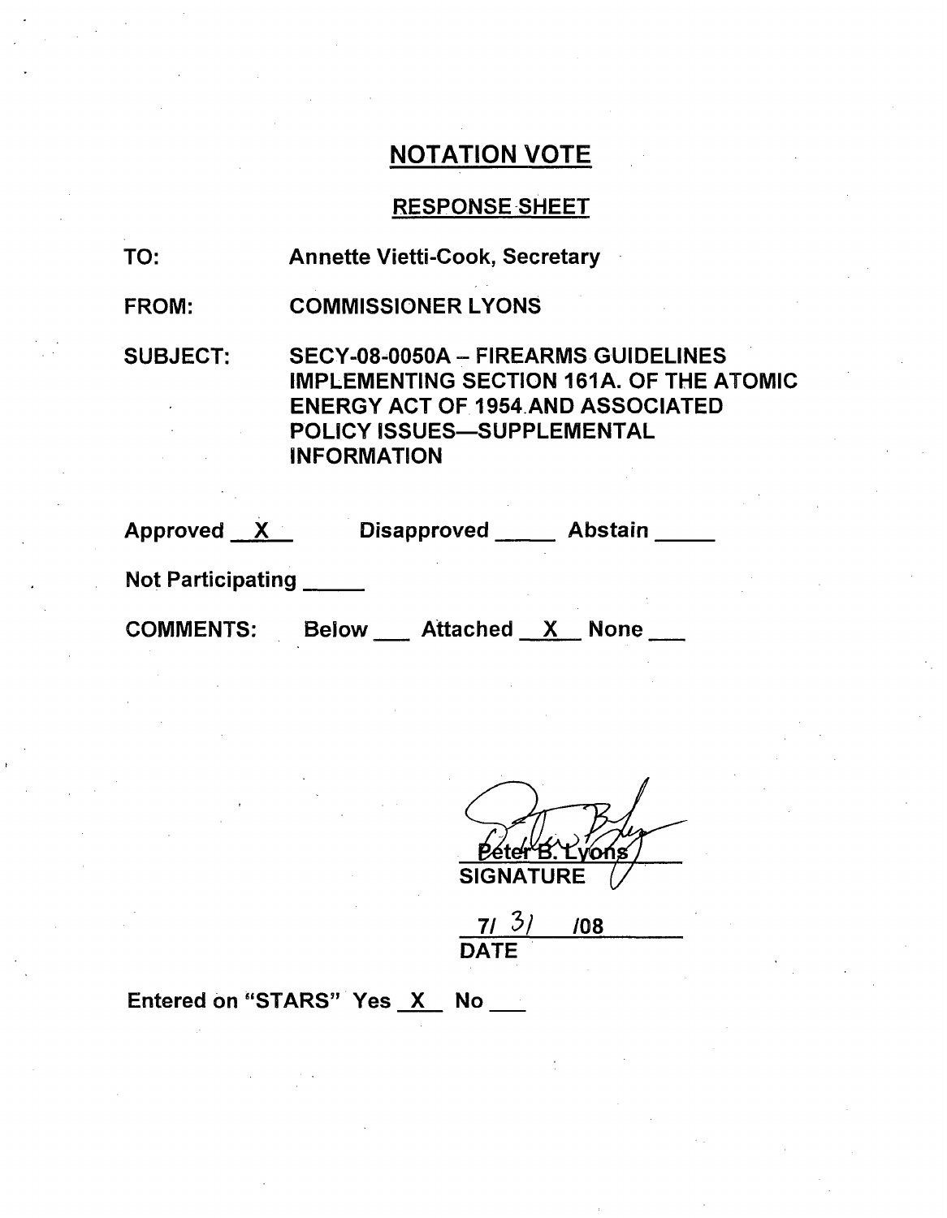## NOTATION VOTE

### RESPONSE SHEET

TO: Annette Vietti-Cook, Secretary

FROM: COMMISSIONER LYONS

SUBJECT: SECY-08-0050A – FIREARMS GUIDELINES IMPLEMENTING SECTION 161A. OF THE ATOMIC ENERGY ACT OF 1954 AND ASSOCIATED POLICY ISSUES—SUPPLEMENTAL INFORMATION

Approved __X__ Disapproved _____ Abstain _____

Not Participating _____

COMMENTS: Below ___ Attached __X__ None ___

Peter B. Lyons
SIGNATURE

7/ 31 /08
DATE

Entered on "STARS" Yes __X__ No ___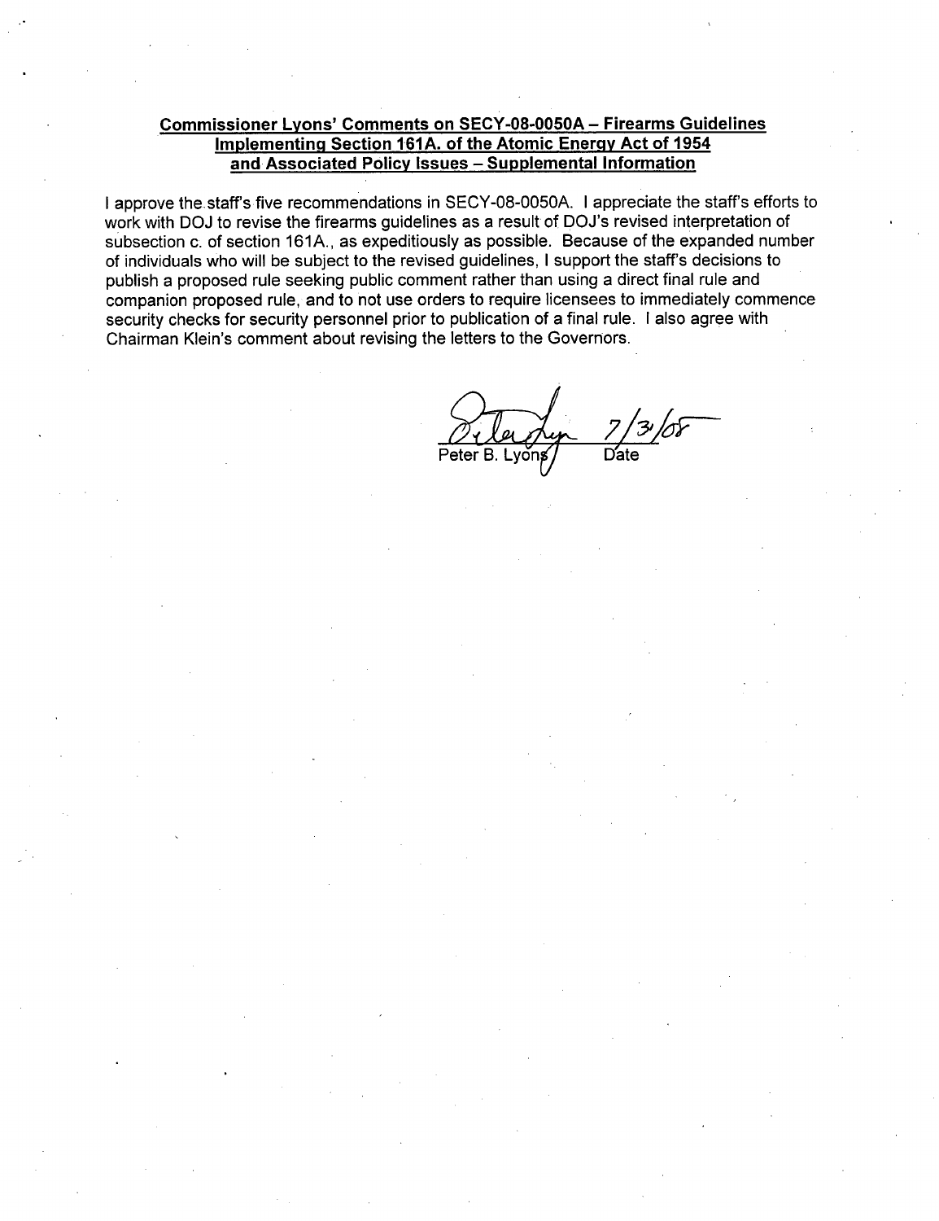**Commissioner Lyons' Comments on SECY-08-0050A – Firearms Guidelines Implementing Section 161A. of the Atomic Energy Act of 1954 and Associated Policy Issues – Supplemental Information**

I approve the staff's five recommendations in SECY-08-0050A. I appreciate the staff's efforts to work with DOJ to revise the firearms guidelines as a result of DOJ's revised interpretation of subsection c. of section 161A., as expeditiously as possible. Because of the expanded number of individuals who will be subject to the revised guidelines, I support the staff's decisions to publish a proposed rule seeking public comment rather than using a direct final rule and companion proposed rule, and to not use orders to require licensees to immediately commence security checks for security personnel prior to publication of a final rule. I also agree with Chairman Klein's comment about revising the letters to the Governors.

Peter B. Lyons 7/3/08
Date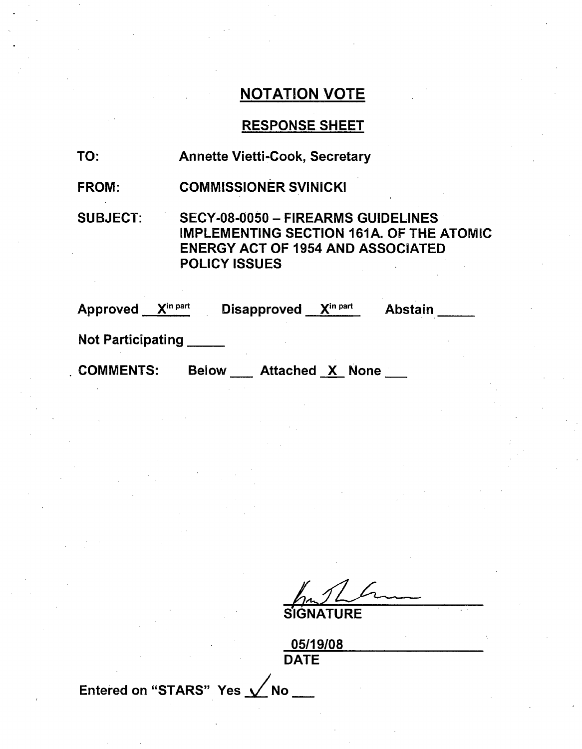# NOTATION VOTE

## RESPONSE SHEET

TO: Annette Vietti-Cook, Secretary

FROM: COMMISSIONER SVINICKI

SUBJECT: SECY-08-0050 – FIREARMS GUIDELINES IMPLEMENTING SECTION 161A. OF THE ATOMIC ENERGY ACT OF 1954 AND ASSOCIATED POLICY ISSUES

Approved X in part  Disapproved X in part  Abstain ____

Not Participating ____

COMMENTS: Below ___ Attached X None ___

SIGNATURE

05/19/08

DATE

Entered on "STARS" Yes ✓ No ___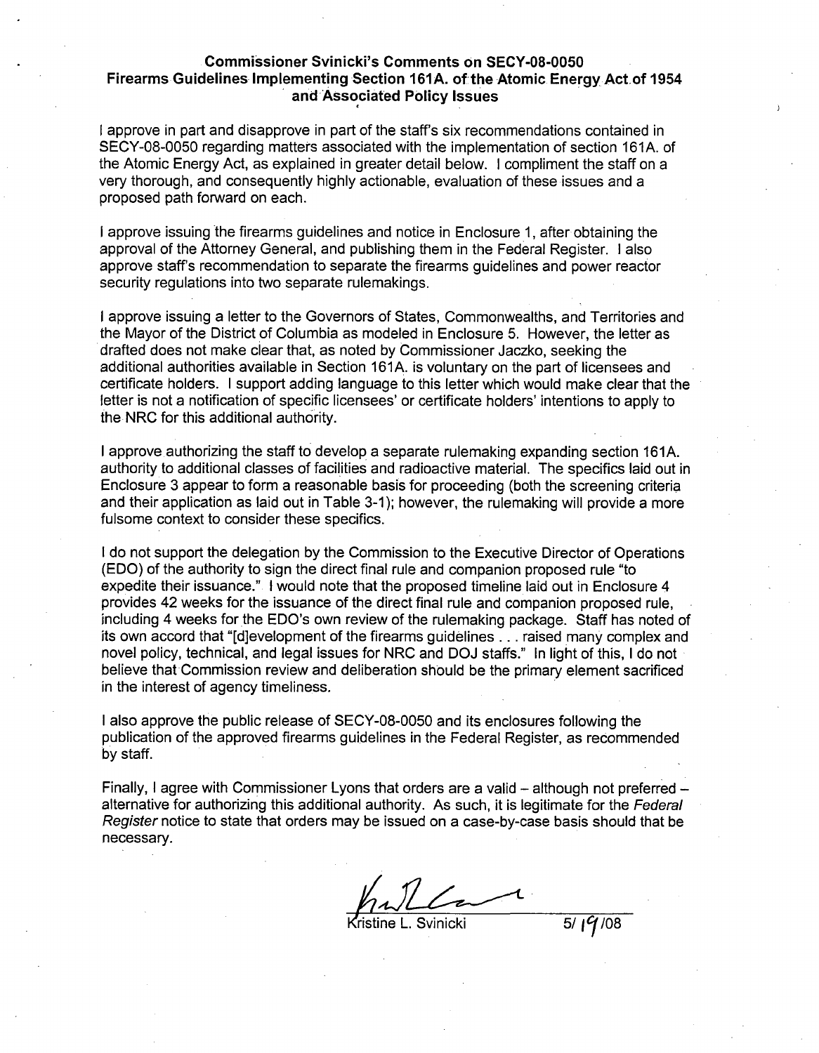**Commissioner Svinicki's Comments on SECY-08-0050**
**Firearms Guidelines Implementing Section 161A. of the Atomic Energy Act of 1954 and Associated Policy Issues**

I approve in part and disapprove in part of the staff's six recommendations contained in SECY-08-0050 regarding matters associated with the implementation of section 161A. of the Atomic Energy Act, as explained in greater detail below. I compliment the staff on a very thorough, and consequently highly actionable, evaluation of these issues and a proposed path forward on each.

I approve issuing the firearms guidelines and notice in Enclosure 1, after obtaining the approval of the Attorney General, and publishing them in the Federal Register. I also approve staff's recommendation to separate the firearms guidelines and power reactor security regulations into two separate rulemakings.

I approve issuing a letter to the Governors of States, Commonwealths, and Territories and the Mayor of the District of Columbia as modeled in Enclosure 5. However, the letter as drafted does not make clear that, as noted by Commissioner Jaczko, seeking the additional authorities available in Section 161A. is voluntary on the part of licensees and certificate holders. I support adding language to this letter which would make clear that the letter is not a notification of specific licensees' or certificate holders' intentions to apply to the NRC for this additional authority.

I approve authorizing the staff to develop a separate rulemaking expanding section 161A. authority to additional classes of facilities and radioactive material. The specifics laid out in Enclosure 3 appear to form a reasonable basis for proceeding (both the screening criteria and their application as laid out in Table 3-1); however, the rulemaking will provide a more fulsome context to consider these specifics.

I do not support the delegation by the Commission to the Executive Director of Operations (EDO) of the authority to sign the direct final rule and companion proposed rule "to expedite their issuance." I would note that the proposed timeline laid out in Enclosure 4 provides 42 weeks for the issuance of the direct final rule and companion proposed rule, including 4 weeks for the EDO's own review of the rulemaking package. Staff has noted of its own accord that "[d]evelopment of the firearms guidelines . . . raised many complex and novel policy, technical, and legal issues for NRC and DOJ staffs." In light of this, I do not believe that Commission review and deliberation should be the primary element sacrificed in the interest of agency timeliness.

I also approve the public release of SECY-08-0050 and its enclosures following the publication of the approved firearms guidelines in the Federal Register, as recommended by staff.

Finally, I agree with Commissioner Lyons that orders are a valid – although not preferred – alternative for authorizing this additional authority. As such, it is legitimate for the *Federal Register* notice to state that orders may be issued on a case-by-case basis should that be necessary.

Kristine L. Svinicki 5/19/08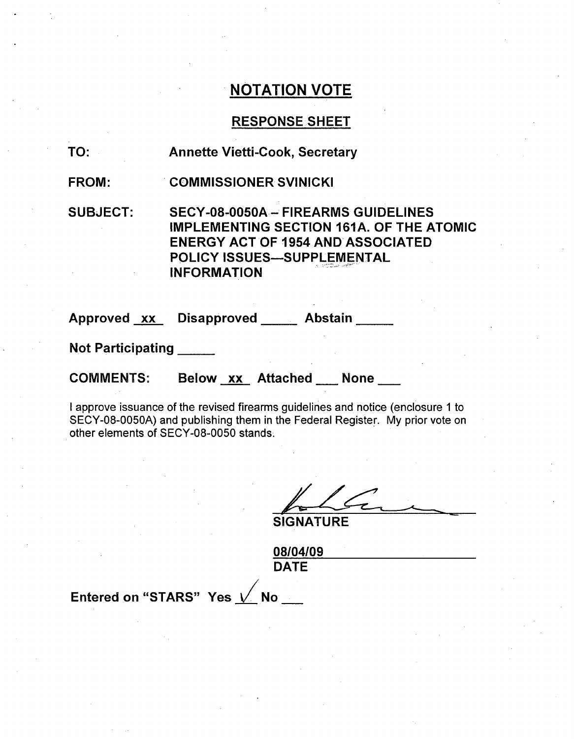# NOTATION VOTE

## RESPONSE SHEET

**TO:** Annette Vietti-Cook, Secretary

**FROM:** COMMISSIONER SVINICKI

**SUBJECT:** SECY-08-0050A – FIREARMS GUIDELINES IMPLEMENTING SECTION 161A. OF THE ATOMIC ENERGY ACT OF 1954 AND ASSOCIATED POLICY ISSUES—SUPPLEMENTAL INFORMATION

**Approved** xx **Disapproved** _____ **Abstain** _____

**Not Participating** _____

**COMMENTS:** Below xx Attached ___ None ___

I approve issuance of the revised firearms guidelines and notice (enclosure 1 to SECY-08-0050A) and publishing them in the Federal Register. My prior vote on other elements of SECY-08-0050 stands.

SIGNATURE

08/04/09

DATE

**Entered on "STARS"** Yes ✓ No ___